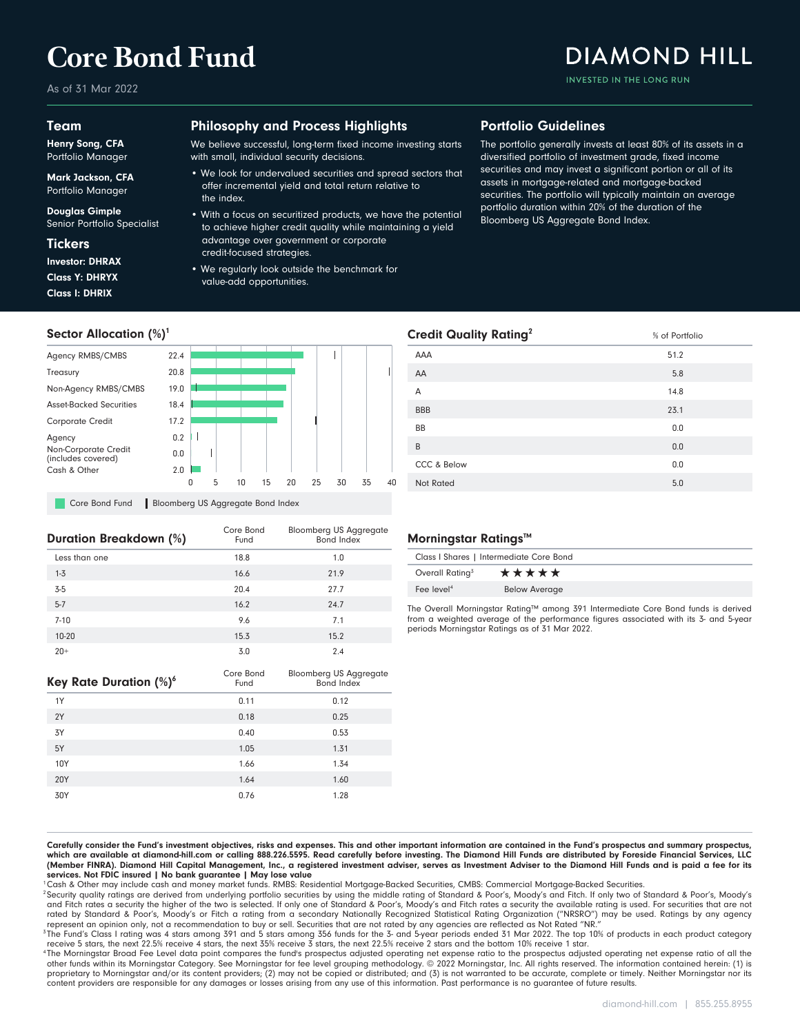# Core Bond Fund

As of 31 Mar 2022

DIAMOND HILL
INVESTED IN THE LONG RUN

## Team

**Henry Song, CFA**
Portfolio Manager

**Mark Jackson, CFA**
Portfolio Manager

**Douglas Gimple**
Senior Portfolio Specialist

## Tickers

**Investor: DHRAX**
**Class Y: DHRYX**
**Class I: DHRIX**

## Philosophy and Process Highlights

We believe successful, long-term fixed income investing starts with small, individual security decisions.

- We look for undervalued securities and spread sectors that offer incremental yield and total return relative to the index.
- With a focus on securitized products, we have the potential to achieve higher credit quality while maintaining a yield advantage over government or corporate credit-focused strategies.
- We regularly look outside the benchmark for value-add opportunities.

## Portfolio Guidelines

The portfolio generally invests at least 80% of its assets in a diversified portfolio of investment grade, fixed income securities and may invest a significant portion or all of its assets in mortgage-related and mortgage-backed securities. The portfolio will typically maintain an average portfolio duration within 20% of the duration of the Bloomberg US Aggregate Bond Index.

## Sector Allocation (%)[1]

| Sector | Core Bond Fund |
|---|---|
| Agency RMBS/CMBS | 22.4 |
| Treasury | 20.8 |
| Non-Agency RMBS/CMBS | 19.0 |
| Asset-Backed Securities | 18.4 |
| Corporate Credit | 17.2 |
| Agency | 0.2 |
| Non-Corporate Credit (includes covered) | 0.0 |
| Cash & Other | 2.0 |

Core Bond Fund | Bloomberg US Aggregate Bond Index

## Credit Quality Rating[2]

| | % of Portfolio |
|---|---|
| AAA | 51.2 |
| AA | 5.8 |
| A | 14.8 |
| BBB | 23.1 |
| BB | 0.0 |
| B | 0.0 |
| CCC & Below | 0.0 |
| Not Rated | 5.0 |

## Duration Breakdown (%)

| | Core Bond Fund | Bloomberg US Aggregate Bond Index |
|---|---|---|
| Less than one | 18.8 | 1.0 |
| 1-3 | 16.6 | 21.9 |
| 3-5 | 20.4 | 27.7 |
| 5-7 | 16.2 | 24.7 |
| 7-10 | 9.6 | 7.1 |
| 10-20 | 15.3 | 15.2 |
| 20+ | 3.0 | 2.4 |

## Key Rate Duration (%)[6]

| | Core Bond Fund | Bloomberg US Aggregate Bond Index |
|---|---|---|
| 1Y | 0.11 | 0.12 |
| 2Y | 0.18 | 0.25 |
| 3Y | 0.40 | 0.53 |
| 5Y | 1.05 | 1.31 |
| 10Y | 1.66 | 1.34 |
| 20Y | 1.64 | 1.60 |
| 30Y | 0.76 | 1.28 |

## Morningstar Ratings™

| Class I Shares \| Intermediate Core Bond | |
|---|---|
| Overall Rating[3] | ★★★★★ |
| Fee level[4] | Below Average |

The Overall Morningstar Rating™ among 391 Intermediate Core Bond funds is derived from a weighted average of the performance figures associated with its 3- and 5-year periods Morningstar Ratings as of 31 Mar 2022.

**Carefully consider the Fund's investment objectives, risks and expenses. This and other important information are contained in the Fund's prospectus and summary prospectus, which are available at diamond-hill.com or calling 888.226.5595. Read carefully before investing. The Diamond Hill Funds are distributed by Foreside Financial Services, LLC (Member FINRA). Diamond Hill Capital Management, Inc., a registered investment adviser, serves as Investment Adviser to the Diamond Hill Funds and is paid a fee for its services. Not FDIC insured | No bank guarantee | May lose value**

[1] Cash & Other may include cash and money market funds. RMBS: Residential Mortgage-Backed Securities, CMBS: Commercial Mortgage-Backed Securities.

[2] Security quality ratings are derived from underlying portfolio securities by using the middle rating of Standard & Poor's, Moody's and Fitch. If only two of Standard & Poor's, Moody's and Fitch rates a security the higher of the two is selected. If only one of Standard & Poor's, Moody's and Fitch rates a security the available rating is used. For securities that are not rated by Standard & Poor's, Moody's or Fitch a rating from a secondary Nationally Recognized Statistical Rating Organization ("NRSRO") may be used. Ratings by any agency represent an opinion only, not a recommendation to buy or sell. Securities that are not rated by any agencies are reflected as Not Rated "NR."

[3] The Fund's Class I rating was 4 stars among 391 and 5 stars among 356 funds for the 3- and 5-year periods ended 31 Mar 2022. The top 10% of products in each product category receive 5 stars, the next 22.5% receive 4 stars, the next 35% receive 3 stars, the next 22.5% receive 2 stars and the bottom 10% receive 1 star.

[4] The Morningstar Broad Fee Level data point compares the fund's prospectus adjusted operating net expense ratio to the prospectus adjusted operating net expense ratio of all the other funds within its Morningstar Category. See Morningstar for fee level grouping methodology. © 2022 Morningstar, Inc. All rights reserved. The information contained herein: (1) is proprietary to Morningstar and/or its content providers; (2) may not be copied or distributed; and (3) is not warranted to be accurate, complete or timely. Neither Morningstar nor its content providers are responsible for any damages or losses arising from any use of this information. Past performance is no guarantee of future results.

diamond-hill.com | 855.255.8955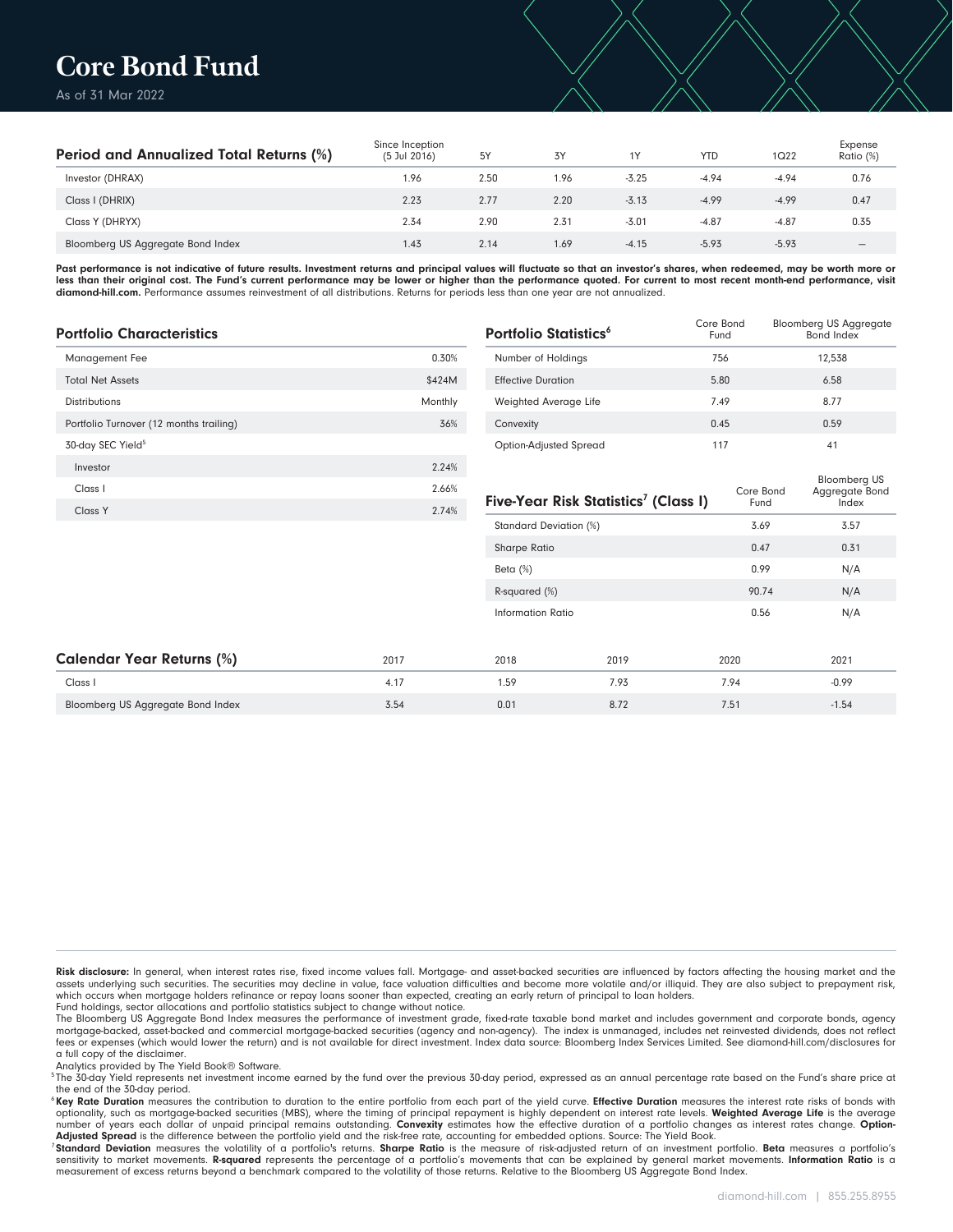# Core Bond Fund

As of 31 Mar 2022

| Period and Annualized Total Returns (%) | Since Inception (5 Jul 2016) | 5Y | 3Y | 1Y | YTD | 1Q22 | Expense Ratio (%) |
|---|---|---|---|---|---|---|---|
| Investor (DHRAX) | 1.96 | 2.50 | 1.96 | -3.25 | -4.94 | -4.94 | 0.76 |
| Class I (DHRIX) | 2.23 | 2.77 | 2.20 | -3.13 | -4.99 | -4.99 | 0.47 |
| Class Y (DHRYX) | 2.34 | 2.90 | 2.31 | -3.01 | -4.87 | -4.87 | 0.35 |
| Bloomberg US Aggregate Bond Index | 1.43 | 2.14 | 1.69 | -4.15 | -5.93 | -5.93 | — |

**Past performance is not indicative of future results. Investment returns and principal values will fluctuate so that an investor's shares, when redeemed, may be worth more or less than their original cost. The Fund's current performance may be lower or higher than the performance quoted. For current to most recent month-end performance, visit diamond-hill.com.** Performance assumes reinvestment of all distributions. Returns for periods less than one year are not annualized.

| Portfolio Characteristics | |
|---|---|
| Management Fee | 0.30% |
| Total Net Assets | $424M |
| Distributions | Monthly |
| Portfolio Turnover (12 months trailing) | 36% |
| 30-day SEC Yield[5] | |
| Investor | 2.24% |
| Class I | 2.66% |
| Class Y | 2.74% |

| Portfolio Statistics[6] | Core Bond Fund | Bloomberg US Aggregate Bond Index |
|---|---|---|
| Number of Holdings | 756 | 12,538 |
| Effective Duration | 5.80 | 6.58 |
| Weighted Average Life | 7.49 | 8.77 |
| Convexity | 0.45 | 0.59 |
| Option-Adjusted Spread | 117 | 41 |

| Five-Year Risk Statistics[7] (Class I) | Core Bond Fund | Bloomberg US Aggregate Bond Index |
|---|---|---|
| Standard Deviation (%) | 3.69 | 3.57 |
| Sharpe Ratio | 0.47 | 0.31 |
| Beta (%) | 0.99 | N/A |
| R-squared (%) | 90.74 | N/A |
| Information Ratio | 0.56 | N/A |

| Calendar Year Returns (%) | 2017 | 2018 | 2019 | 2020 | 2021 |
|---|---|---|---|---|---|
| Class I | 4.17 | 1.59 | 7.93 | 7.94 | -0.99 |
| Bloomberg US Aggregate Bond Index | 3.54 | 0.01 | 8.72 | 7.51 | -1.54 |

**Risk disclosure:** In general, when interest rates rise, fixed income values fall. Mortgage- and asset-backed securities are influenced by factors affecting the housing market and the assets underlying such securities. The securities may decline in value, face valuation difficulties and become more volatile and/or illiquid. They are also subject to prepayment risk, which occurs when mortgage holders refinance or repay loans sooner than expected, creating an early return of principal to loan holders.

Fund holdings, sector allocations and portfolio statistics subject to change without notice.

The Bloomberg US Aggregate Bond Index measures the performance of investment grade, fixed-rate taxable bond market and includes government and corporate bonds, agency mortgage-backed, asset-backed and commercial mortgage-backed securities (agency and non-agency). The index is unmanaged, includes net reinvested dividends, does not reflect fees or expenses (which would lower the return) and is not available for direct investment. Index data source: Bloomberg Index Services Limited. See diamond-hill.com/disclosures for a full copy of the disclaimer.

Analytics provided by The Yield Book® Software.

[5] The 30-day Yield represents net investment income earned by the fund over the previous 30-day period, expressed as an annual percentage rate based on the Fund's share price at the end of the 30-day period.

[6] **Key Rate Duration** measures the contribution to duration to the entire portfolio from each part of the yield curve. **Effective Duration** measures the interest rate risks of bonds with optionality, such as mortgage-backed securities (MBS), where the timing of principal repayment is highly dependent on interest rate levels. **Weighted Average Life** is the average number of years each dollar of unpaid principal remains outstanding. **Convexity** estimates how the effective duration of a portfolio changes as interest rates change. **Option-Adjusted Spread** is the difference between the portfolio yield and the risk-free rate, accounting for embedded options. Source: The Yield Book.

[7] **Standard Deviation** measures the volatility of a portfolio's returns. **Sharpe Ratio** is the measure of risk-adjusted return of an investment portfolio. **Beta** measures a portfolio's sensitivity to market movements. **R-squared** represents the percentage of a portfolio's movements that can be explained by general market movements. **Information Ratio** is a measurement of excess returns beyond a benchmark compared to the volatility of those returns. Relative to the Bloomberg US Aggregate Bond Index.

diamond-hill.com | 855.255.8955